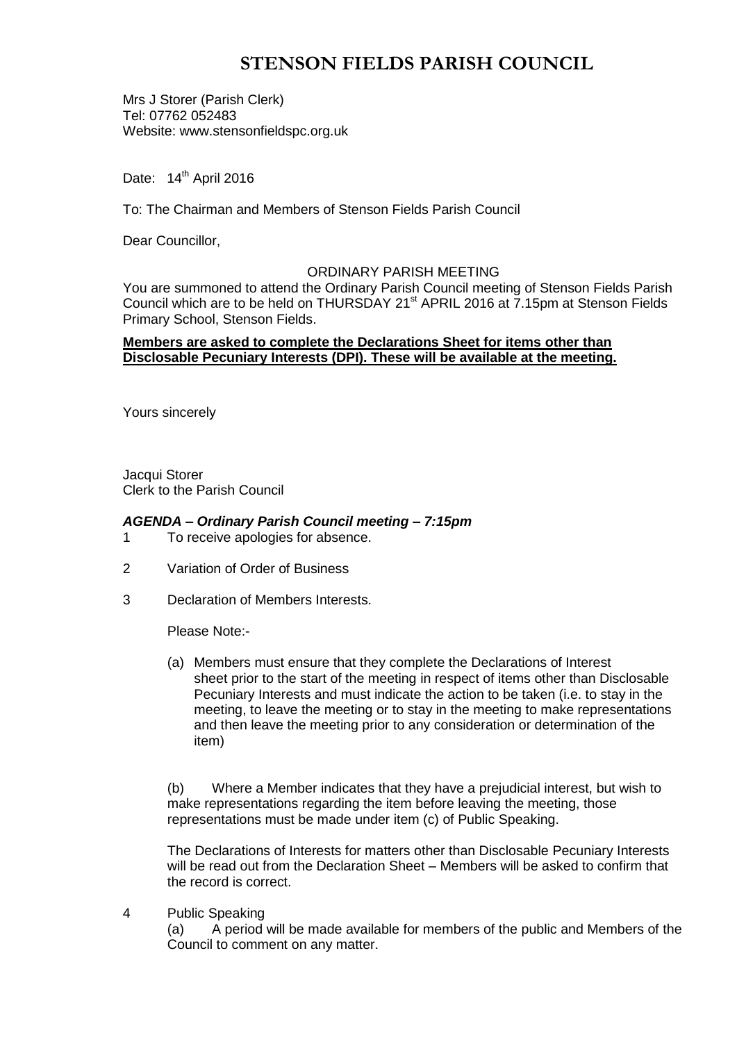# STENSON FIELDS PARISH COUNCIL

Mrs J Storer (Parish Clerk)
Tel: 07762 052483
Website: www.stensonfieldspc.org.uk

Date: 14th April 2016

To: The Chairman and Members of Stenson Fields Parish Council

Dear Councillor,

ORDINARY PARISH MEETING

You are summoned to attend the Ordinary Parish Council meeting of Stenson Fields Parish Council which are to be held on THURSDAY 21st APRIL 2016 at 7.15pm at Stenson Fields Primary School, Stenson Fields.

**Members are asked to complete the Declarations Sheet for items other than Disclosable Pecuniary Interests (DPI). These will be available at the meeting.**

Yours sincerely

Jacqui Storer
Clerk to the Parish Council

***AGENDA – Ordinary Parish Council meeting – 7:15pm***

1 To receive apologies for absence.

2 Variation of Order of Business

3 Declaration of Members Interests.

Please Note:-

(a) Members must ensure that they complete the Declarations of Interest sheet prior to the start of the meeting in respect of items other than Disclosable Pecuniary Interests and must indicate the action to be taken (i.e. to stay in the meeting, to leave the meeting or to stay in the meeting to make representations and then leave the meeting prior to any consideration or determination of the item)

(b) Where a Member indicates that they have a prejudicial interest, but wish to make representations regarding the item before leaving the meeting, those representations must be made under item (c) of Public Speaking.

The Declarations of Interests for matters other than Disclosable Pecuniary Interests will be read out from the Declaration Sheet – Members will be asked to confirm that the record is correct.

4 Public Speaking

(a) A period will be made available for members of the public and Members of the Council to comment on any matter.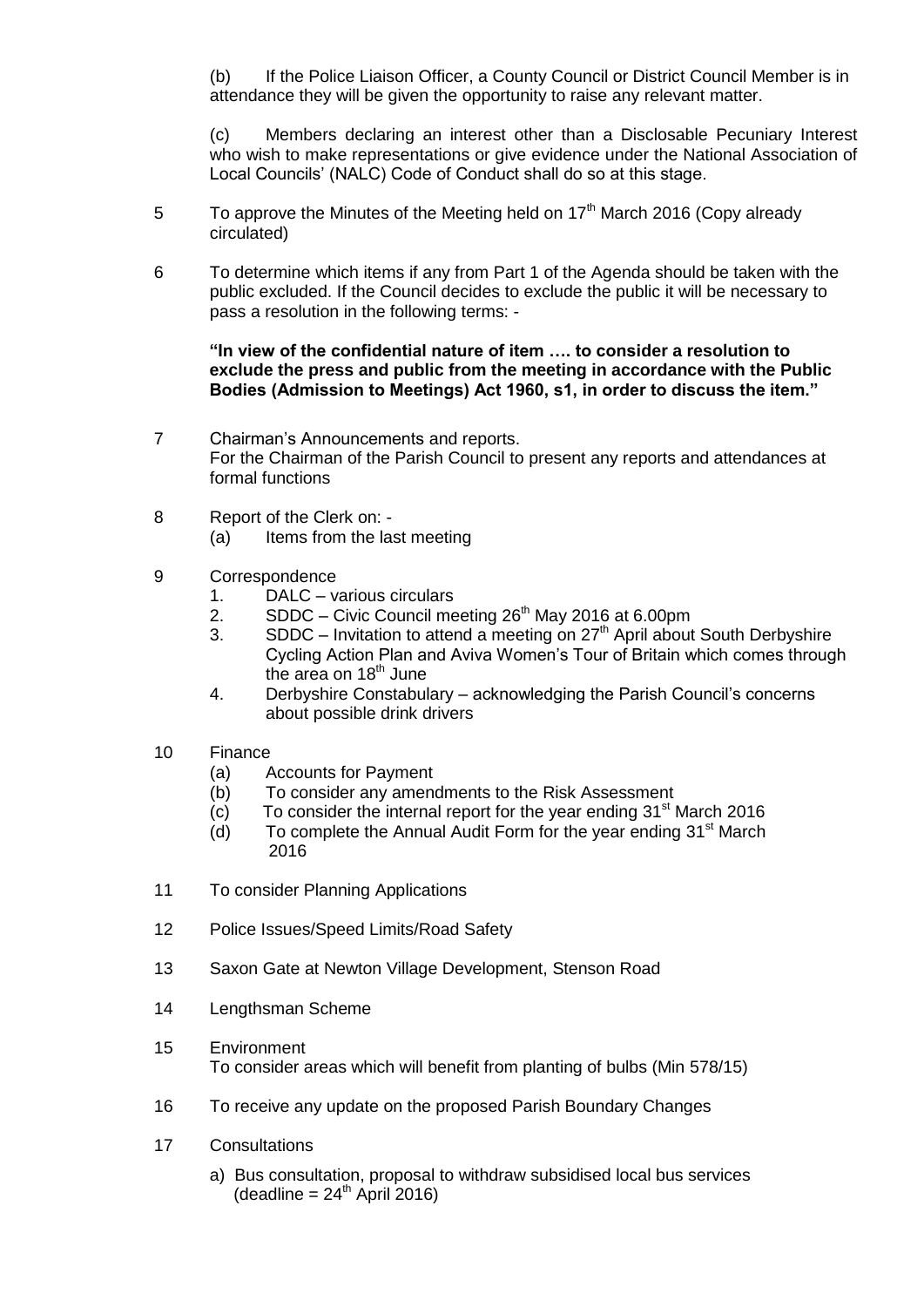(b) If the Police Liaison Officer, a County Council or District Council Member is in attendance they will be given the opportunity to raise any relevant matter.

(c) Members declaring an interest other than a Disclosable Pecuniary Interest who wish to make representations or give evidence under the National Association of Local Councils' (NALC) Code of Conduct shall do so at this stage.

5 To approve the Minutes of the Meeting held on 17th March 2016 (Copy already circulated)

6 To determine which items if any from Part 1 of the Agenda should be taken with the public excluded. If the Council decides to exclude the public it will be necessary to pass a resolution in the following terms: -

**"In view of the confidential nature of item …. to consider a resolution to exclude the press and public from the meeting in accordance with the Public Bodies (Admission to Meetings) Act 1960, s1, in order to discuss the item."**

7 Chairman's Announcements and reports.
For the Chairman of the Parish Council to present any reports and attendances at formal functions

8 Report of the Clerk on: -
   (a) Items from the last meeting

9 Correspondence
   1. DALC – various circulars
   2. SDDC – Civic Council meeting 26th May 2016 at 6.00pm
   3. SDDC – Invitation to attend a meeting on 27th April about South Derbyshire Cycling Action Plan and Aviva Women's Tour of Britain which comes through the area on 18th June
   4. Derbyshire Constabulary – acknowledging the Parish Council's concerns about possible drink drivers

10 Finance
   (a) Accounts for Payment
   (b) To consider any amendments to the Risk Assessment
   (c) To consider the internal report for the year ending 31st March 2016
   (d) To complete the Annual Audit Form for the year ending 31st March 2016

11 To consider Planning Applications

12 Police Issues/Speed Limits/Road Safety

13 Saxon Gate at Newton Village Development, Stenson Road

14 Lengthsman Scheme

15 Environment
To consider areas which will benefit from planting of bulbs (Min 578/15)

16 To receive any update on the proposed Parish Boundary Changes

17 Consultations
   a) Bus consultation, proposal to withdraw subsidised local bus services (deadline = 24th April 2016)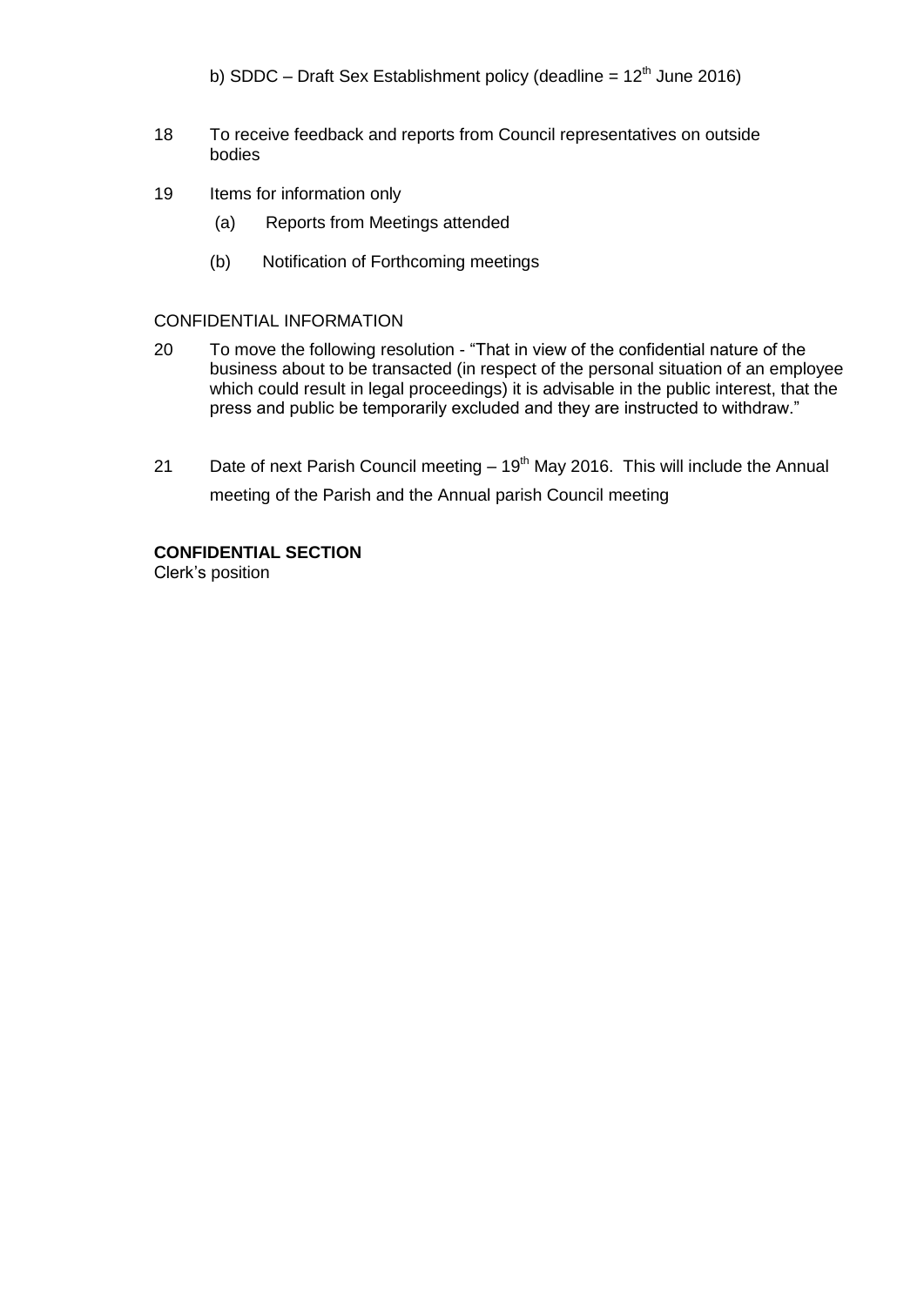b) SDDC – Draft Sex Establishment policy (deadline = 12th June 2016)

18 To receive feedback and reports from Council representatives on outside bodies

19 Items for information only

(a) Reports from Meetings attended

(b) Notification of Forthcoming meetings

CONFIDENTIAL INFORMATION

20 To move the following resolution - “That in view of the confidential nature of the business about to be transacted (in respect of the personal situation of an employee which could result in legal proceedings) it is advisable in the public interest, that the press and public be temporarily excluded and they are instructed to withdraw.”

21 Date of next Parish Council meeting – 19th May 2016. This will include the Annual meeting of the Parish and the Annual parish Council meeting

**CONFIDENTIAL SECTION**

Clerk’s position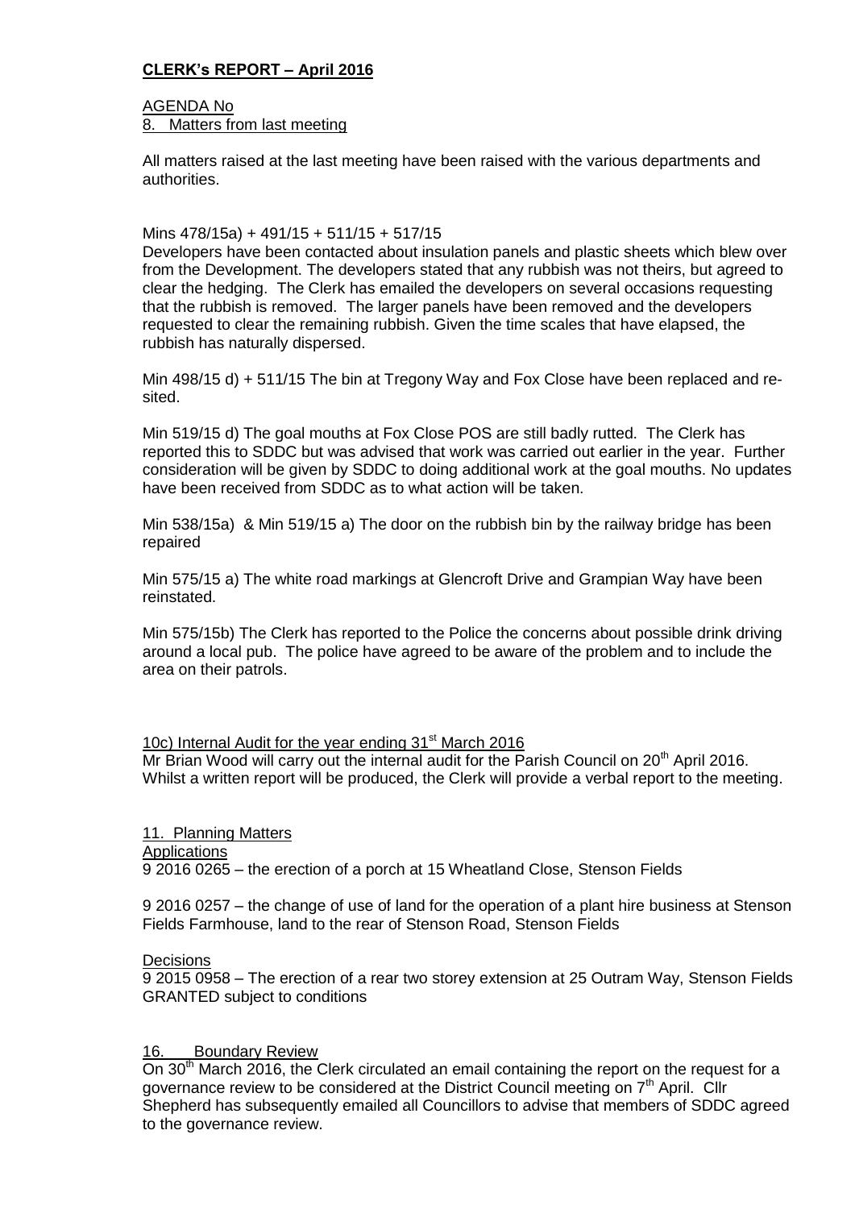## CLERK's REPORT – April 2016

AGENDA No
8. Matters from last meeting

All matters raised at the last meeting have been raised with the various departments and authorities.

Mins 478/15a) + 491/15 + 511/15 + 517/15
Developers have been contacted about insulation panels and plastic sheets which blew over from the Development. The developers stated that any rubbish was not theirs, but agreed to clear the hedging. The Clerk has emailed the developers on several occasions requesting that the rubbish is removed. The larger panels have been removed and the developers requested to clear the remaining rubbish. Given the time scales that have elapsed, the rubbish has naturally dispersed.

Min 498/15 d) + 511/15 The bin at Tregony Way and Fox Close have been replaced and re-sited.

Min 519/15 d) The goal mouths at Fox Close POS are still badly rutted. The Clerk has reported this to SDDC but was advised that work was carried out earlier in the year. Further consideration will be given by SDDC to doing additional work at the goal mouths. No updates have been received from SDDC as to what action will be taken.

Min 538/15a) & Min 519/15 a) The door on the rubbish bin by the railway bridge has been repaired

Min 575/15 a) The white road markings at Glencroft Drive and Grampian Way have been reinstated.

Min 575/15b) The Clerk has reported to the Police the concerns about possible drink driving around a local pub. The police have agreed to be aware of the problem and to include the area on their patrols.

10c) Internal Audit for the year ending 31st March 2016
Mr Brian Wood will carry out the internal audit for the Parish Council on 20th April 2016. Whilst a written report will be produced, the Clerk will provide a verbal report to the meeting.

11. Planning Matters
Applications
9 2016 0265 – the erection of a porch at 15 Wheatland Close, Stenson Fields

9 2016 0257 – the change of use of land for the operation of a plant hire business at Stenson Fields Farmhouse, land to the rear of Stenson Road, Stenson Fields

Decisions
9 2015 0958 – The erection of a rear two storey extension at 25 Outram Way, Stenson Fields GRANTED subject to conditions

16. Boundary Review
On 30th March 2016, the Clerk circulated an email containing the report on the request for a governance review to be considered at the District Council meeting on 7th April. Cllr Shepherd has subsequently emailed all Councillors to advise that members of SDDC agreed to the governance review.